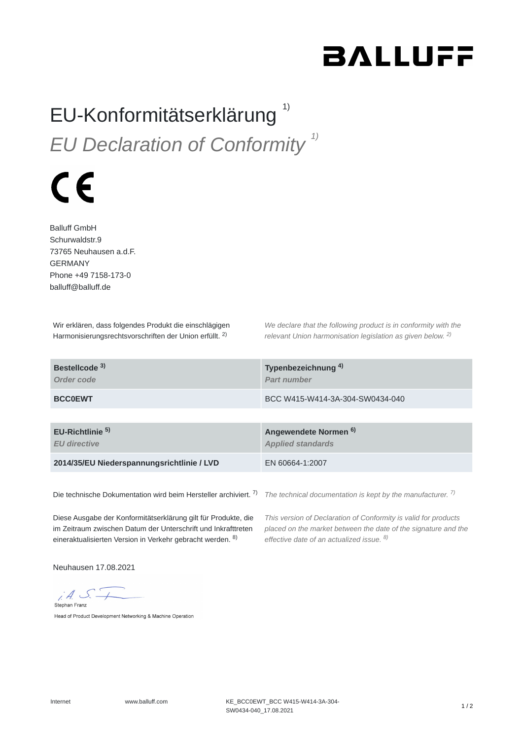BALLUFF

# EU-Konformitätserklärung [1)]

# *EU Declaration of Conformity [1)]*

CE

Balluff GmbH
Schurwaldstr.9
73765 Neuhausen a.d.F.
GERMANY
Phone +49 7158-173-0
balluff@balluff.de

Wir erklären, dass folgendes Produkt die einschlägigen Harmonisierungsrechtsvorschriften der Union erfüllt. [2)]

*We declare that the following product is in conformity with the relevant Union harmonisation legislation as given below. [2)]*

| **Bestellcode [3)]** *Order code* | **Typenbezeichnung [4)]** *Part number* |
|---|---|
| **BCC0EWT** | BCC W415-W414-3A-304-SW0434-040 |

| **EU-Richtlinie [5)]** *EU directive* | **Angewendete Normen [6)]** *Applied standards* |
|---|---|
| **2014/35/EU Niederspannungsrichtlinie / LVD** | EN 60664-1:2007 |

Die technische Dokumentation wird beim Hersteller archiviert. [7)]

*The technical documentation is kept by the manufacturer. [7)]*

Diese Ausgabe der Konformitätserklärung gilt für Produkte, die im Zeitraum zwischen Datum der Unterschrift und Inkrafttreten eineraktualisierten Version in Verkehr gebracht werden. [8)]

*This version of Declaration of Conformity is valid for products placed on the market between the date of the signature and the effective date of an actualized issue. [8)]*

Neuhausen 17.08.2021

i.A. S. F

Stephan Franz

Head of Product Development Networking & Machine Operation

Internet www.balluff.com KE_BCC0EWT_BCC W415-W414-3A-304-SW0434-040_17.08.2021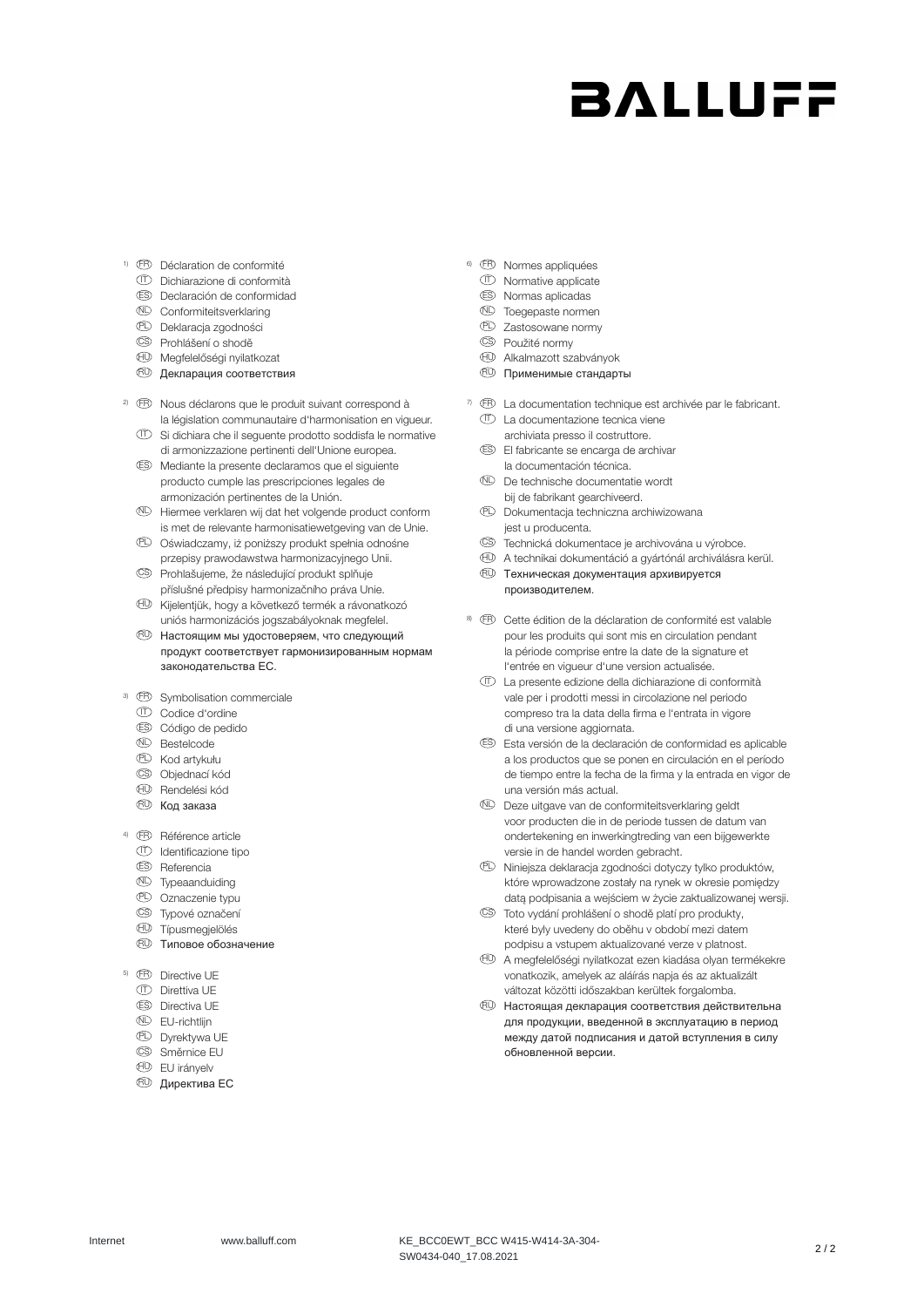**BALLUFF**

1) (FR) Déclaration de conformité
(IT) Dichiarazione di conformità
(ES) Declaración de conformidad
(NL) Conformiteitsverklaring
(PL) Deklaracja zgodności
(CS) Prohlášení o shodě
(HU) Megfelelőségi nyilatkozat
(RU) Декларация соответствия

2) (FR) Nous déclarons que le produit suivant correspond à la législation communautaire d'harmonisation en vigueur.
(IT) Si dichiara che il seguente prodotto soddisfa le normative di armonizzazione pertinenti dell'Unione europea.
(ES) Mediante la presente declaramos que el siguiente producto cumple las prescripciones legales de armonización pertinentes de la Unión.
(NL) Hiermee verklaren wij dat het volgende product conform is met de relevante harmonisatiewetgeving van de Unie.
(PL) Oświadczamy, iż poniższy produkt spełnia odnośne przepisy prawodawstwa harmonizacyjnego Unii.
(CS) Prohlašujeme, že následující produkt splňuje příslušné předpisy harmonizačního práva Unie.
(HU) Kijelentjük, hogy a következő termék a rávonatkozó uniós harmonizációs jogszabályoknak megfelel.
(RU) Настоящим мы удостоверяем, что следующий продукт соответствует гармонизированным нормам законодательства ЕС.

3) (FR) Symbolisation commerciale
(IT) Codice d'ordine
(ES) Código de pedido
(NL) Bestelcode
(PL) Kod artykułu
(CS) Objednací kód
(HU) Rendelési kód
(RU) Код заказа

4) (FR) Référence article
(IT) Identificazione tipo
(ES) Referencia
(NL) Typeaanduiding
(PL) Oznaczenie typu
(CS) Typové označení
(HU) Típusmegjelölés
(RU) Типовое обозначение

5) (FR) Directive UE
(IT) Direttiva UE
(ES) Directiva UE
(NL) EU-richtlijn
(PL) Dyrektywa UE
(CS) Směrnice EU
(HU) EU irányelv
(RU) Директива ЕС

6) (FR) Normes appliquées
(IT) Normative applicate
(ES) Normas aplicadas
(NL) Toegepaste normen
(PL) Zastosowane normy
(CS) Použité normy
(HU) Alkalmazott szabványok
(RU) Применимые стандарты

7) (FR) La documentation technique est archivée par le fabricant.
(IT) La documentazione tecnica viene archiviata presso il costruttore.
(ES) El fabricante se encarga de archivar la documentación técnica.
(NL) De technische documentatie wordt bij de fabrikant gearchiveerd.
(PL) Dokumentacja techniczna archiwizowana jest u producenta.
(CS) Technická dokumentace je archivována u výrobce.
(HU) A technikai dokumentáció a gyártónál archiválásra kerül.
(RU) Техническая документация архивируется производителем.

8) (FR) Cette édition de la déclaration de conformité est valable pour les produits qui sont mis en circulation pendant la période comprise entre la date de la signature et l'entrée en vigueur d'une version actualisée.
(IT) La presente edizione della dichiarazione di conformità vale per i prodotti messi in circolazione nel periodo compreso tra la data della firma e l'entrata in vigore di una versione aggiornata.
(ES) Esta versión de la declaración de conformidad es aplicable a los productos que se ponen en circulación en el período de tiempo entre la fecha de la firma y la entrada en vigor de una versión más actual.
(NL) Deze uitgave van de conformiteitsverklaring geldt voor producten die in de periode tussen de datum van ondertekening en inwerkingtreding van een bijgewerkte versie in de handel worden gebracht.
(PL) Niniejsza deklaracja zgodności dotyczy tylko produktów, które wprowadzone zostały na rynek w okresie pomiędzy datą podpisania a wejściem w życie zaktualizowanej wersji.
(CS) Toto vydání prohlášení o shodě platí pro produkty, které byly uvedeny do oběhu v období mezi datem podpisu a vstupem aktualizované verze v platnost.
(HU) A megfelelőségi nyilatkozat ezen kiadása olyan termékekre vonatkozik, amelyek az aláírás napja és az aktualizált változat közötti időszakban kerültek forgalomba.
(RU) Настоящая декларация соответствия действительна для продукции, введенной в эксплуатацию в период между датой подписания и датой вступления в силу обновленной версии.

Internet www.balluff.com KE_BCC0EWT_BCC W415-W414-3A-304-SW0434-040_17.08.2021